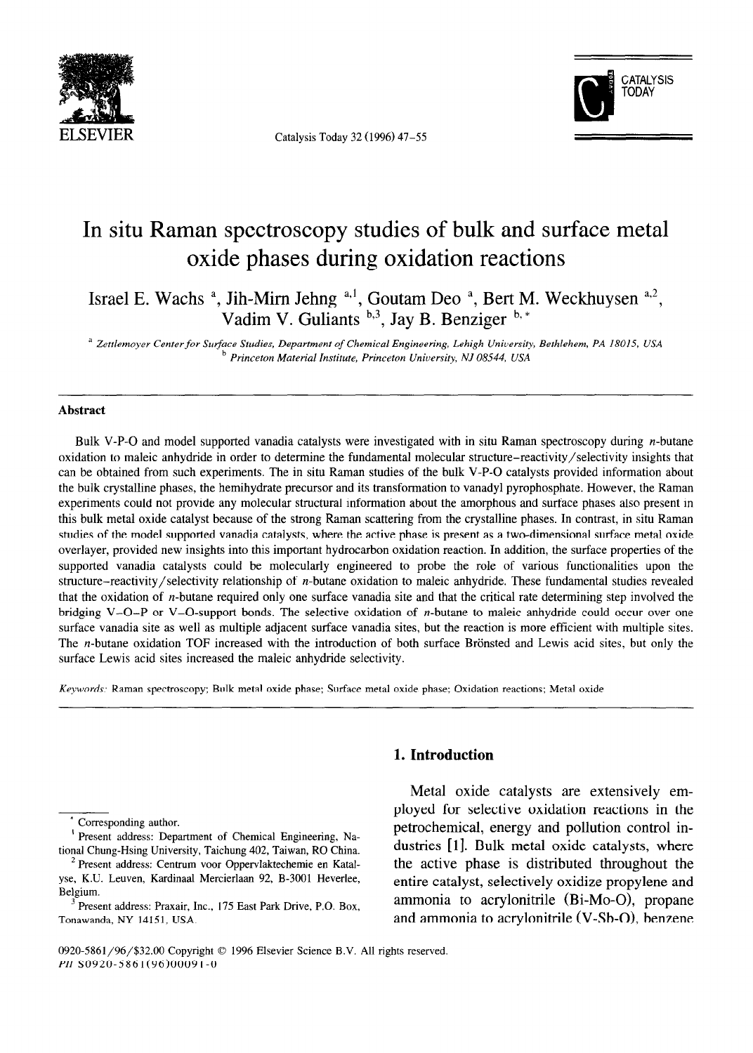# In situ Raman spectroscopy studies of bulk and surface metal oxide phases during oxidation reactions

Israel E. Wachs [a], Jih-Mirn Jehng [a,1], Goutam Deo [a], Bert M. Weckhuysen [a,2], Vadim V. Guliants [b,3], Jay B. Benziger [b,*]

[a] *Zettlemoyer Center for Surface Studies, Department of Chemical Engineering, Lehigh University, Bethlehem, PA 18015, USA*
[b] *Princeton Material Institute, Princeton University, NJ 08544, USA*

## Abstract

Bulk V-P-O and model supported vanadia catalysts were investigated with in situ Raman spectroscopy during *n*-butane oxidation to maleic anhydride in order to determine the fundamental molecular structure–reactivity/selectivity insights that can be obtained from such experiments. The in situ Raman studies of the bulk V-P-O catalysts provided information about the bulk crystalline phases, the hemihydrate precursor and its transformation to vanadyl pyrophosphate. However, the Raman experiments could not provide any molecular structural information about the amorphous and surface phases also present in this bulk metal oxide catalyst because of the strong Raman scattering from the crystalline phases. In contrast, in situ Raman studies of the model supported vanadia catalysts, where the active phase is present as a two-dimensional surface metal oxide overlayer, provided new insights into this important hydrocarbon oxidation reaction. In addition, the surface properties of the supported vanadia catalysts could be molecularly engineered to probe the role of various functionalities upon the structure–reactivity/selectivity relationship of *n*-butane oxidation to maleic anhydride. These fundamental studies revealed that the oxidation of *n*-butane required only one surface vanadia site and that the critical rate determining step involved the bridging V–O–P or V–O-support bonds. The selective oxidation of *n*-butane to maleic anhydride could occur over one surface vanadia site as well as multiple adjacent surface vanadia sites, but the reaction is more efficient with multiple sites. The *n*-butane oxidation TOF increased with the introduction of both surface Brönsted and Lewis acid sites, but only the surface Lewis acid sites increased the maleic anhydride selectivity.

*Keywords:* Raman spectroscopy; Bulk metal oxide phase; Surface metal oxide phase; Oxidation reactions; Metal oxide

## 1. Introduction

Metal oxide catalysts are extensively employed for selective oxidation reactions in the petrochemical, energy and pollution control industries [1]. Bulk metal oxide catalysts, where the active phase is distributed throughout the entire catalyst, selectively oxidize propylene and ammonia to acrylonitrile (Bi-Mo-O), propane and ammonia to acrylonitrile (V-Sb-O), benzene

---

\* Corresponding author.

[1] Present address: Department of Chemical Engineering, National Chung-Hsing University, Taichung 402, Taiwan, RO China.

[2] Present address: Centrum voor Oppervlaktechemie en Katalyse, K.U. Leuven, Kardinaal Mercierlaan 92, B-3001 Heverlee, Belgium.

[3] Present address: Praxair, Inc., 175 East Park Drive, P.O. Box, Tonawanda, NY 14151, USA.

0920-5861/96/$32.00 Copyright © 1996 Elsevier Science B.V. All rights reserved.
*PII* S0920-5861(96)00091-0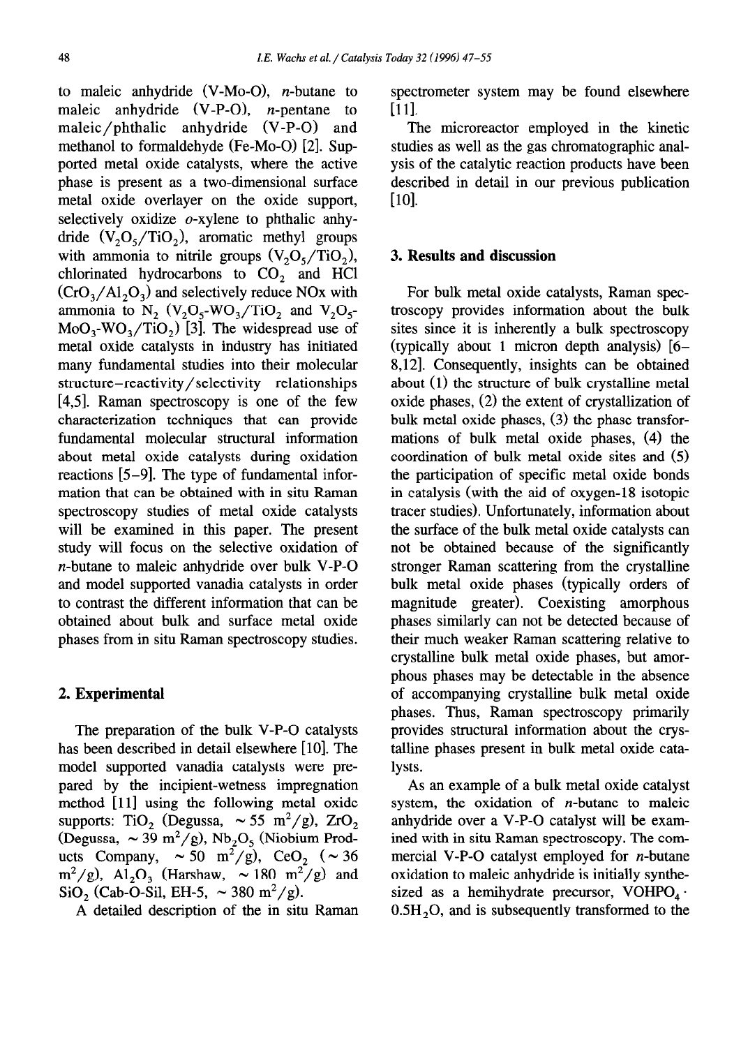to maleic anhydride (V-Mo-O), *n*-butane to maleic anhydride (V-P-O), *n*-pentane to maleic/phthalic anhydride (V-P-O) and methanol to formaldehyde (Fe-Mo-O) [2]. Supported metal oxide catalysts, where the active phase is present as a two-dimensional surface metal oxide overlayer on the oxide support, selectively oxidize *o*-xylene to phthalic anhydride ($V_2O_5/TiO_2$), aromatic methyl groups with ammonia to nitrile groups ($V_2O_5/TiO_2$), chlorinated hydrocarbons to $CO_2$ and HCl ($CrO_3/Al_2O_3$) and selectively reduce NOx with ammonia to $N_2$ ($V_2O_5$-$WO_3/TiO_2$ and $V_2O_5$-$MoO_3$-$WO_3/TiO_2$) [3]. The widespread use of metal oxide catalysts in industry has initiated many fundamental studies into their molecular structure–reactivity/selectivity relationships [4,5]. Raman spectroscopy is one of the few characterization techniques that can provide fundamental molecular structural information about metal oxide catalysts during oxidation reactions [5–9]. The type of fundamental information that can be obtained with in situ Raman spectroscopy studies of metal oxide catalysts will be examined in this paper. The present study will focus on the selective oxidation of *n*-butane to maleic anhydride over bulk V-P-O and model supported vanadia catalysts in order to contrast the different information that can be obtained about bulk and surface metal oxide phases from in situ Raman spectroscopy studies.

## 2. Experimental

The preparation of the bulk V-P-O catalysts has been described in detail elsewhere [10]. The model supported vanadia catalysts were prepared by the incipient-wetness impregnation method [11] using the following metal oxide supports: $TiO_2$ (Degussa, ~ 55 $m^2/g$), $ZrO_2$ (Degussa, ~ 39 $m^2/g$), $Nb_2O_5$ (Niobium Products Company, ~ 50 $m^2/g$), $CeO_2$ (~ 36 $m^2/g$), $Al_2O_3$ (Harshaw, ~ 180 $m^2/g$) and $SiO_2$ (Cab-O-Sil, EH-5, ~ 380 $m^2/g$).

A detailed description of the in situ Raman spectrometer system may be found elsewhere [11].

The microreactor employed in the kinetic studies as well as the gas chromatographic analysis of the catalytic reaction products have been described in detail in our previous publication [10].

## 3. Results and discussion

For bulk metal oxide catalysts, Raman spectroscopy provides information about the bulk sites since it is inherently a bulk spectroscopy (typically about 1 micron depth analysis) [6–8,12]. Consequently, insights can be obtained about (1) the structure of bulk crystalline metal oxide phases, (2) the extent of crystallization of bulk metal oxide phases, (3) the phase transformations of bulk metal oxide phases, (4) the coordination of bulk metal oxide sites and (5) the participation of specific metal oxide bonds in catalysis (with the aid of oxygen-18 isotopic tracer studies). Unfortunately, information about the surface of the bulk metal oxide catalysts can not be obtained because of the significantly stronger Raman scattering from the crystalline bulk metal oxide phases (typically orders of magnitude greater). Coexisting amorphous phases similarly can not be detected because of their much weaker Raman scattering relative to crystalline bulk metal oxide phases, but amorphous phases may be detectable in the absence of accompanying crystalline bulk metal oxide phases. Thus, Raman spectroscopy primarily provides structural information about the crystalline phases present in bulk metal oxide catalysts.

As an example of a bulk metal oxide catalyst system, the oxidation of *n*-butane to maleic anhydride over a V-P-O catalyst will be examined with in situ Raman spectroscopy. The commercial V-P-O catalyst employed for *n*-butane oxidation to maleic anhydride is initially synthesized as a hemihydrate precursor, $VOHPO_4 \cdot 0.5H_2O$, and is subsequently transformed to the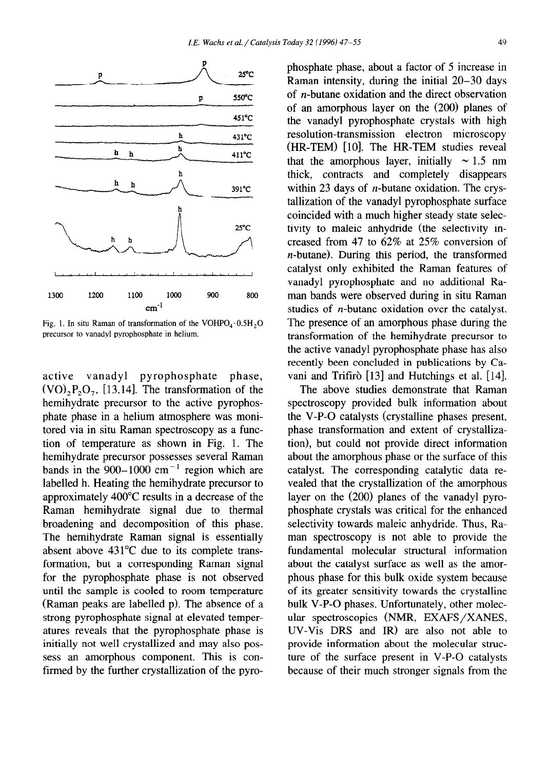Fig. 1. In situ Raman of transformation of the $VOHPO_4 \cdot 0.5H_2O$ precursor to vanadyl pyrophosphate in helium.

active vanadyl pyrophosphate phase, $(VO)_2P_2O_7$, [13,14]. The transformation of the hemihydrate precursor to the active pyrophosphate phase in a helium atmosphere was monitored via in situ Raman spectroscopy as a function of temperature as shown in Fig. 1. The hemihydrate precursor possesses several Raman bands in the 900–1000 $cm^{-1}$ region which are labelled h. Heating the hemihydrate precursor to approximately 400°C results in a decrease of the Raman hemihydrate signal due to thermal broadening and decomposition of this phase. The hemihydrate Raman signal is essentially absent above 431°C due to its complete transformation, but a corresponding Raman signal for the pyrophosphate phase is not observed until the sample is cooled to room temperature (Raman peaks are labelled p). The absence of a strong pyrophosphate signal at elevated temperatures reveals that the pyrophosphate phase is initially not well crystallized and may also possess an amorphous component. This is confirmed by the further crystallization of the pyrophosphate phase, about a factor of 5 increase in Raman intensity, during the initial 20–30 days of *n*-butane oxidation and the direct observation of an amorphous layer on the (200) planes of the vanadyl pyrophosphate crystals with high resolution-transmission electron microscopy (HR-TEM) [10]. The HR-TEM studies reveal that the amorphous layer, initially ~1.5 nm thick, contracts and completely disappears within 23 days of *n*-butane oxidation. The crystallization of the vanadyl pyrophosphate surface coincided with a much higher steady state selectivity to maleic anhydride (the selectivity increased from 47 to 62% at 25% conversion of *n*-butane). During this period, the transformed catalyst only exhibited the Raman features of vanadyl pyrophosphate and no additional Raman bands were observed during in situ Raman studies of *n*-butane oxidation over the catalyst. The presence of an amorphous phase during the transformation of the hemihydrate precursor to the active vanadyl pyrophosphate phase has also recently been concluded in publications by Cavani and Trifirò [13] and Hutchings et al. [14].

The above studies demonstrate that Raman spectroscopy provided bulk information about the V-P-O catalysts (crystalline phases present, phase transformation and extent of crystallization), but could not provide direct information about the amorphous phase or the surface of this catalyst. The corresponding catalytic data revealed that the crystallization of the amorphous layer on the (200) planes of the vanadyl pyrophosphate crystals was critical for the enhanced selectivity towards maleic anhydride. Thus, Raman spectroscopy is not able to provide the fundamental molecular structural information about the catalyst surface as well as the amorphous phase for this bulk oxide system because of its greater sensitivity towards the crystalline bulk V-P-O phases. Unfortunately, other molecular spectroscopies (NMR, EXAFS/XANES, UV-Vis DRS and IR) are also not able to provide information about the molecular structure of the surface present in V-P-O catalysts because of their much stronger signals from the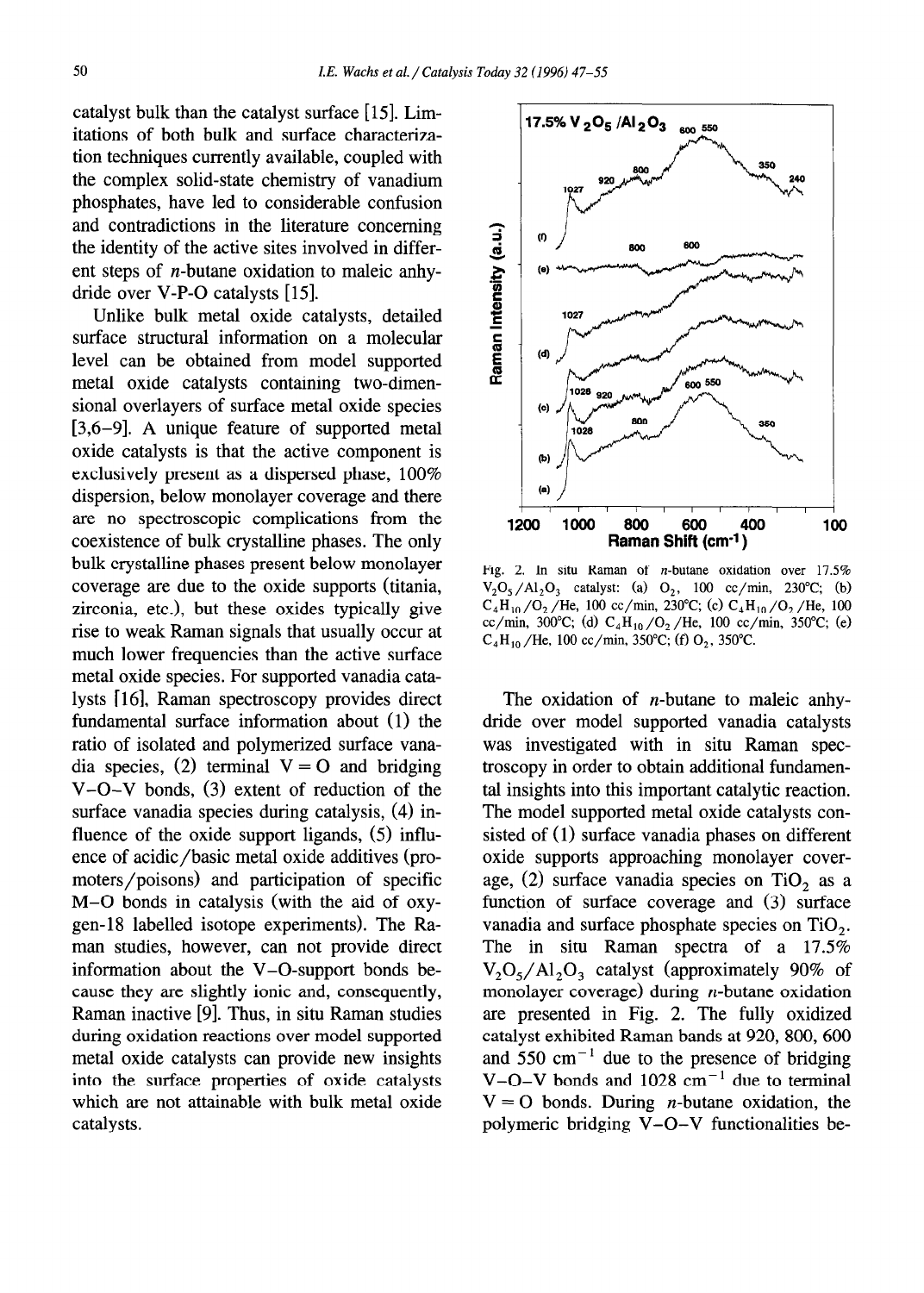catalyst bulk than the catalyst surface [15]. Limitations of both bulk and surface characterization techniques currently available, coupled with the complex solid-state chemistry of vanadium phosphates, have led to considerable confusion and contradictions in the literature concerning the identity of the active sites involved in different steps of $n$-butane oxidation to maleic anhydride over V-P-O catalysts [15].

Unlike bulk metal oxide catalysts, detailed surface structural information on a molecular level can be obtained from model supported metal oxide catalysts containing two-dimensional overlayers of surface metal oxide species [3,6–9]. A unique feature of supported metal oxide catalysts is that the active component is exclusively present as a dispersed phase, 100% dispersion, below monolayer coverage and there are no spectroscopic complications from the coexistence of bulk crystalline phases. The only bulk crystalline phases present below monolayer coverage are due to the oxide supports (titania, zirconia, etc.), but these oxides typically give rise to weak Raman signals that usually occur at much lower frequencies than the active surface metal oxide species. For supported vanadia catalysts [16], Raman spectroscopy provides direct fundamental surface information about (1) the ratio of isolated and polymerized surface vanadia species, (2) terminal V = O and bridging V–O–V bonds, (3) extent of reduction of the surface vanadia species during catalysis, (4) influence of the oxide support ligands, (5) influence of acidic/basic metal oxide additives (promoters/poisons) and participation of specific M–O bonds in catalysis (with the aid of oxygen-18 labelled isotope experiments). The Raman studies, however, can not provide direct information about the V–O-support bonds because they are slightly ionic and, consequently, Raman inactive [9]. Thus, in situ Raman studies during oxidation reactions over model supported metal oxide catalysts can provide new insights into the surface properties of oxide catalysts which are not attainable with bulk metal oxide catalysts.

Fig. 2. In situ Raman of $n$-butane oxidation over 17.5% $V_2O_5/Al_2O_3$ catalyst: (a) $O_2$, 100 cc/min, 230°C; (b) $C_4H_{10}/O_2/He$, 100 cc/min, 230°C; (c) $C_4H_{10}/O_2/He$, 100 cc/min, 300°C; (d) $C_4H_{10}/O_2/He$, 100 cc/min, 350°C; (e) $C_4H_{10}/He$, 100 cc/min, 350°C; (f) $O_2$, 350°C.

The oxidation of $n$-butane to maleic anhydride over model supported vanadia catalysts was investigated with in situ Raman spectroscopy in order to obtain additional fundamental insights into this important catalytic reaction. The model supported metal oxide catalysts consisted of (1) surface vanadia phases on different oxide supports approaching monolayer coverage, (2) surface vanadia species on $TiO_2$ as a function of surface coverage and (3) surface vanadia and surface phosphate species on $TiO_2$. The in situ Raman spectra of a 17.5% $V_2O_5/Al_2O_3$ catalyst (approximately 90% of monolayer coverage) during $n$-butane oxidation are presented in Fig. 2. The fully oxidized catalyst exhibited Raman bands at 920, 800, 600 and 550 $cm^{-1}$ due to the presence of bridging V–O–V bonds and 1028 $cm^{-1}$ due to terminal V = O bonds. During $n$-butane oxidation, the polymeric bridging V–O–V functionalities be-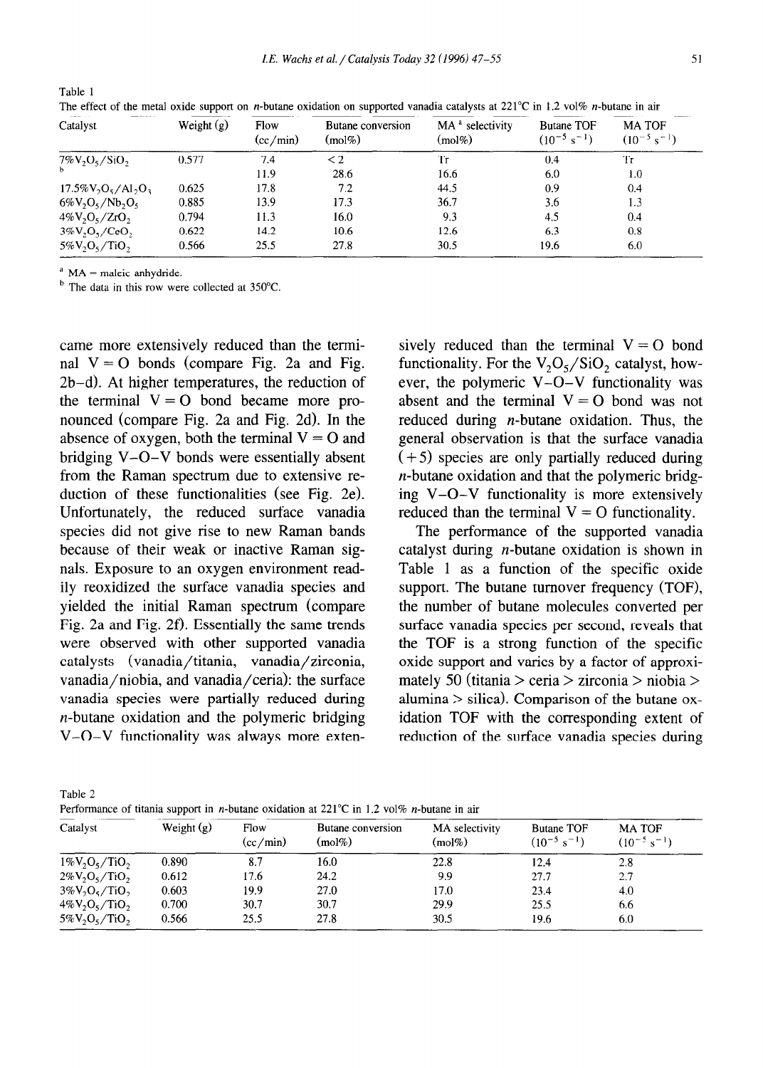Table 1
The effect of the metal oxide support on *n*-butane oxidation on supported vanadia catalysts at 221°C in 1.2 vol% *n*-butane in air

| Catalyst | Weight (g) | Flow (cc/min) | Butane conversion (mol%) | MA [a] selectivity (mol%) | Butane TOF ($10^{-5}$ $s^{-1}$) | MA TOF ($10^{-5}$ $s^{-1}$) |
|---|---|---|---|---|---|---|
| 7%$V_2O_5/SiO_2$ | 0.577 | 7.4 | < 2 | Tr | 0.4 | Tr |
| [b] | | 11.9 | 28.6 | 16.6 | 6.0 | 1.0 |
| 17.5%$V_2O_5/Al_2O_3$ | 0.625 | 17.8 | 7.2 | 44.5 | 0.9 | 0.4 |
| 6%$V_2O_5/Nb_2O_5$ | 0.885 | 13.9 | 17.3 | 36.7 | 3.6 | 1.3 |
| 4%$V_2O_5/ZrO_2$ | 0.794 | 11.3 | 16.0 | 9.3 | 4.5 | 0.4 |
| 3%$V_2O_5/CeO_2$ | 0.622 | 14.2 | 10.6 | 12.6 | 6.3 | 0.8 |
| 5%$V_2O_5/TiO_2$ | 0.566 | 25.5 | 27.8 | 30.5 | 19.6 | 6.0 |

[a] MA = maleic anhydride.
[b] The data in this row were collected at 350°C.

came more extensively reduced than the terminal V = O bonds (compare Fig. 2a and Fig. 2b–d). At higher temperatures, the reduction of the terminal V = O bond became more pronounced (compare Fig. 2a and Fig. 2d). In the absence of oxygen, both the terminal V = O and bridging V–O–V bonds were essentially absent from the Raman spectrum due to extensive reduction of these functionalities (see Fig. 2e). Unfortunately, the reduced surface vanadia species did not give rise to new Raman bands because of their weak or inactive Raman signals. Exposure to an oxygen environment readily reoxidized the surface vanadia species and yielded the initial Raman spectrum (compare Fig. 2a and Fig. 2f). Essentially the same trends were observed with other supported vanadia catalysts (vanadia/titania, vanadia/zirconia, vanadia/niobia, and vanadia/ceria): the surface vanadia species were partially reduced during *n*-butane oxidation and the polymeric bridging V–O–V functionality was always more extensively reduced than the terminal V = O bond functionality. For the $V_2O_5/SiO_2$ catalyst, however, the polymeric V–O–V functionality was absent and the terminal V = O bond was not reduced during *n*-butane oxidation. Thus, the general observation is that the surface vanadia (+5) species are only partially reduced during *n*-butane oxidation and that the polymeric bridging V–O–V functionality is more extensively reduced than the terminal V = O functionality.

The performance of the supported vanadia catalyst during *n*-butane oxidation is shown in Table 1 as a function of the specific oxide support. The butane turnover frequency (TOF), the number of butane molecules converted per surface vanadia species per second, reveals that the TOF is a strong function of the specific oxide support and varies by a factor of approximately 50 (titania > ceria > zirconia > niobia > alumina > silica). Comparison of the butane oxidation TOF with the corresponding extent of reduction of the surface vanadia species during

Table 2
Performance of titania support in *n*-butane oxidation at 221°C in 1.2 vol% *n*-butane in air

| Catalyst | Weight (g) | Flow (cc/min) | Butane conversion (mol%) | MA selectivity (mol%) | Butane TOF ($10^{-5}$ $s^{-1}$) | MA TOF ($10^{-5}$ $s^{-1}$) |
|---|---|---|---|---|---|---|
| 1%$V_2O_5/TiO_2$ | 0.890 | 8.7 | 16.0 | 22.8 | 12.4 | 2.8 |
| 2%$V_2O_5/TiO_2$ | 0.612 | 17.6 | 24.2 | 9.9 | 27.7 | 2.7 |
| 3%$V_2O_5/TiO_2$ | 0.603 | 19.9 | 27.0 | 17.0 | 23.4 | 4.0 |
| 4%$V_2O_5/TiO_2$ | 0.700 | 30.7 | 30.7 | 29.9 | 25.5 | 6.6 |
| 5%$V_2O_5/TiO_2$ | 0.566 | 25.5 | 27.8 | 30.5 | 19.6 | 6.0 |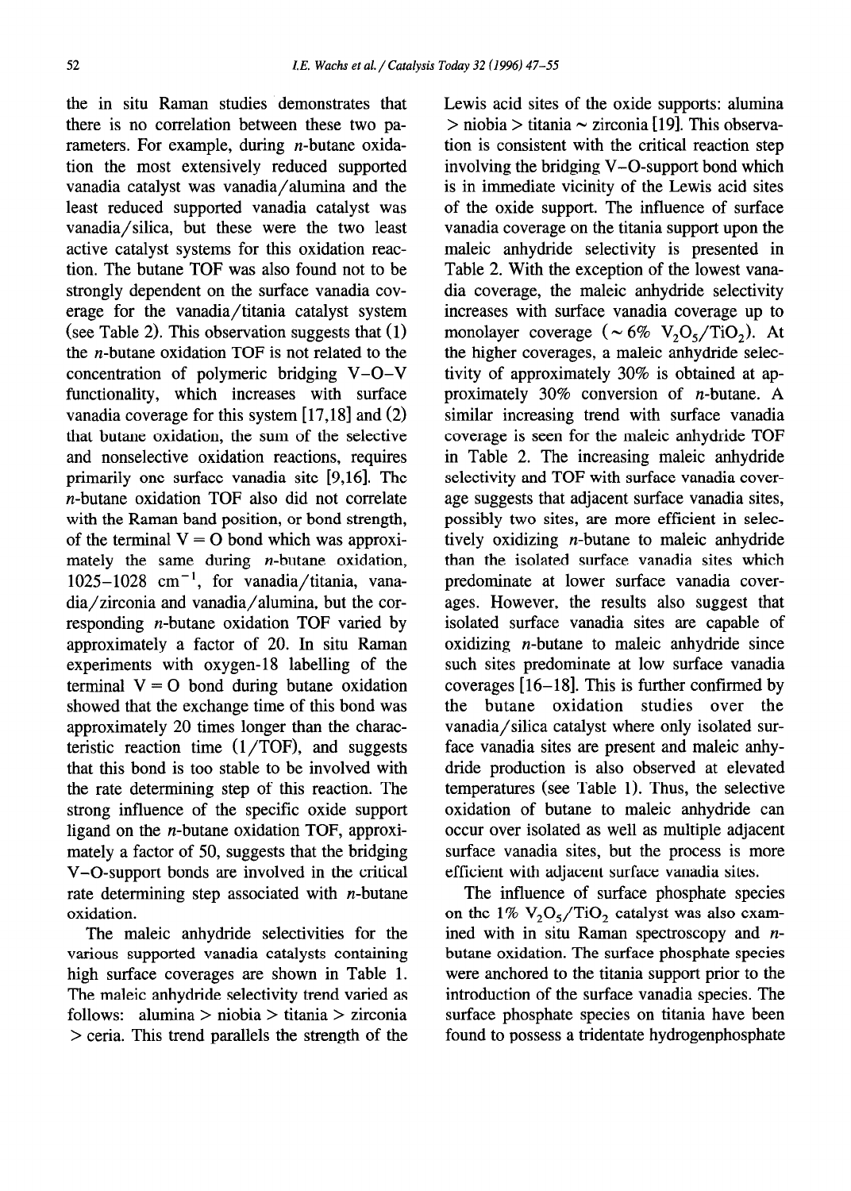the in situ Raman studies demonstrates that there is no correlation between these two parameters. For example, during *n*-butane oxidation the most extensively reduced supported vanadia catalyst was vanadia/alumina and the least reduced supported vanadia catalyst was vanadia/silica, but these were the two least active catalyst systems for this oxidation reaction. The butane TOF was also found not to be strongly dependent on the surface vanadia coverage for the vanadia/titania catalyst system (see Table 2). This observation suggests that (1) the *n*-butane oxidation TOF is not related to the concentration of polymeric bridging V–O–V functionality, which increases with surface vanadia coverage for this system [17,18] and (2) that butane oxidation, the sum of the selective and nonselective oxidation reactions, requires primarily one surface vanadia site [9,16]. The *n*-butane oxidation TOF also did not correlate with the Raman band position, or bond strength, of the terminal V = O bond which was approximately the same during *n*-butane oxidation, 1025–1028 $cm^{-1}$, for vanadia/titania, vanadia/zirconia and vanadia/alumina, but the corresponding *n*-butane oxidation TOF varied by approximately a factor of 20. In situ Raman experiments with oxygen-18 labelling of the terminal V = O bond during butane oxidation showed that the exchange time of this bond was approximately 20 times longer than the characteristic reaction time (1/TOF), and suggests that this bond is too stable to be involved with the rate determining step of this reaction. The strong influence of the specific oxide support ligand on the *n*-butane oxidation TOF, approximately a factor of 50, suggests that the bridging V–O-support bonds are involved in the critical rate determining step associated with *n*-butane oxidation.

The maleic anhydride selectivities for the various supported vanadia catalysts containing high surface coverages are shown in Table 1. The maleic anhydride selectivity trend varied as follows: alumina > niobia > titania > zirconia > ceria. This trend parallels the strength of the Lewis acid sites of the oxide supports: alumina > niobia > titania ~ zirconia [19]. This observation is consistent with the critical reaction step involving the bridging V–O-support bond which is in immediate vicinity of the Lewis acid sites of the oxide support. The influence of surface vanadia coverage on the titania support upon the maleic anhydride selectivity is presented in Table 2. With the exception of the lowest vanadia coverage, the maleic anhydride selectivity increases with surface vanadia coverage up to monolayer coverage (~ 6% $V_2O_5/TiO_2$). At the higher coverages, a maleic anhydride selectivity of approximately 30% is obtained at approximately 30% conversion of *n*-butane. A similar increasing trend with surface vanadia coverage is seen for the maleic anhydride TOF in Table 2. The increasing maleic anhydride selectivity and TOF with surface vanadia coverage suggests that adjacent surface vanadia sites, possibly two sites, are more efficient in selectively oxidizing *n*-butane to maleic anhydride than the isolated surface vanadia sites which predominate at lower surface vanadia coverages. However, the results also suggest that isolated surface vanadia sites are capable of oxidizing *n*-butane to maleic anhydride since such sites predominate at low surface vanadia coverages [16–18]. This is further confirmed by the butane oxidation studies over the vanadia/silica catalyst where only isolated surface vanadia sites are present and maleic anhydride production is also observed at elevated temperatures (see Table 1). Thus, the selective oxidation of butane to maleic anhydride can occur over isolated as well as multiple adjacent surface vanadia sites, but the process is more efficient with adjacent surface vanadia sites.

The influence of surface phosphate species on the 1% $V_2O_5/TiO_2$ catalyst was also examined with in situ Raman spectroscopy and *n*-butane oxidation. The surface phosphate species were anchored to the titania support prior to the introduction of the surface vanadia species. The surface phosphate species on titania have been found to possess a tridentate hydrogenphosphate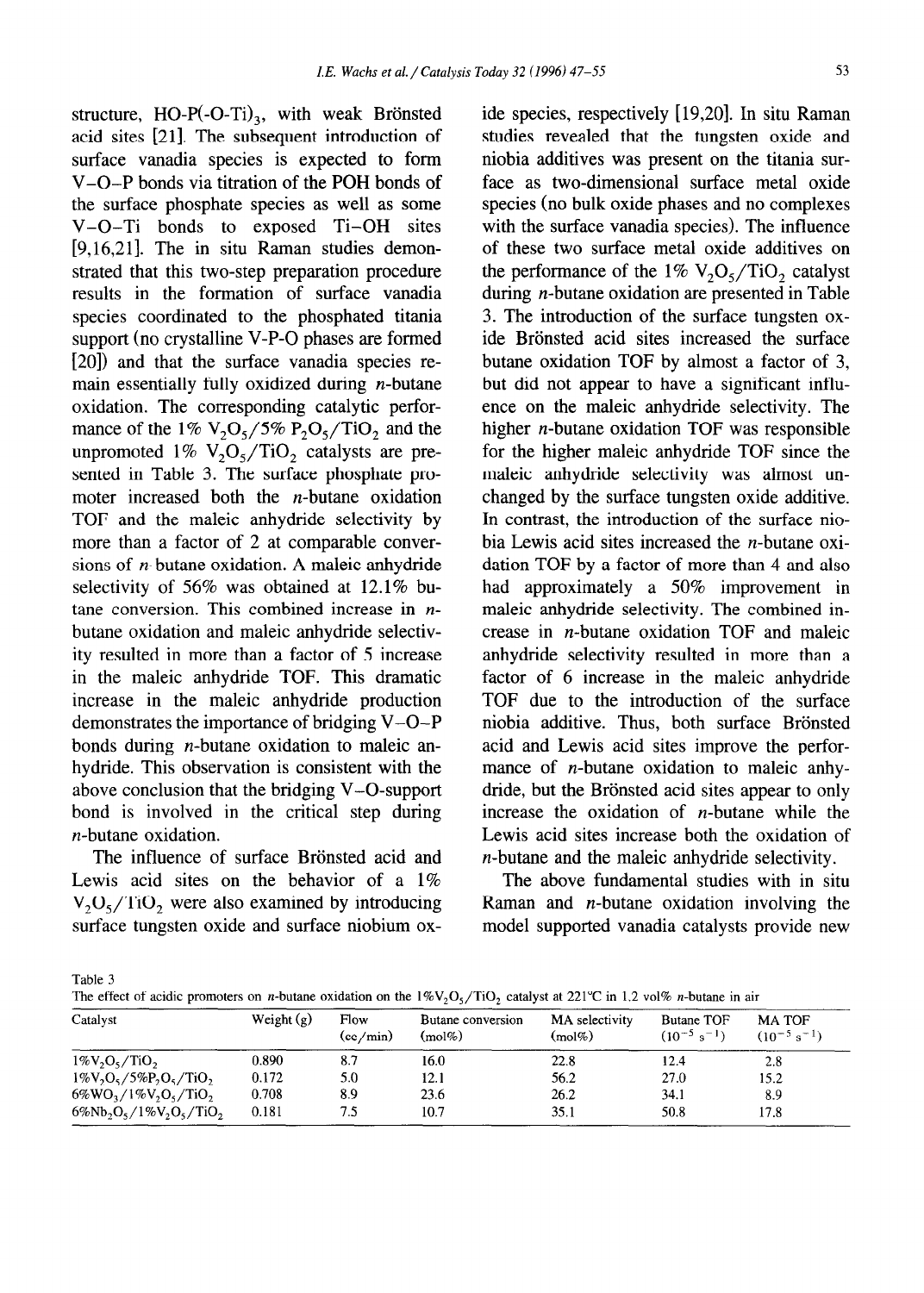structure, HO-P(-O-Ti)$_3$, with weak Brönsted acid sites [21]. The subsequent introduction of surface vanadia species is expected to form V–O–P bonds via titration of the POH bonds of the surface phosphate species as well as some V–O–Ti bonds to exposed Ti–OH sites [9,16,21]. The in situ Raman studies demonstrated that this two-step preparation procedure results in the formation of surface vanadia species coordinated to the phosphated titania support (no crystalline V-P-O phases are formed [20]) and that the surface vanadia species remain essentially fully oxidized during *n*-butane oxidation. The corresponding catalytic performance of the 1% $V_2O_5$/5% $P_2O_5$/$TiO_2$ and the unpromoted 1% $V_2O_5$/$TiO_2$ catalysts are presented in Table 3. The surface phosphate promoter increased both the *n*-butane oxidation TOF and the maleic anhydride selectivity by more than a factor of 2 at comparable conversions of *n*-butane oxidation. A maleic anhydride selectivity of 56% was obtained at 12.1% butane conversion. This combined increase in *n*-butane oxidation and maleic anhydride selectivity resulted in more than a factor of 5 increase in the maleic anhydride TOF. This dramatic increase in the maleic anhydride production demonstrates the importance of bridging V–O–P bonds during *n*-butane oxidation to maleic anhydride. This observation is consistent with the above conclusion that the bridging V–O-support bond is involved in the critical step during *n*-butane oxidation.

The influence of surface Brönsted acid and Lewis acid sites on the behavior of a 1% $V_2O_5$/$TiO_2$ were also examined by introducing surface tungsten oxide and surface niobium oxide species, respectively [19,20]. In situ Raman studies revealed that the tungsten oxide and niobia additives was present on the titania surface as two-dimensional surface metal oxide species (no bulk oxide phases and no complexes with the surface vanadia species). The influence of these two surface metal oxide additives on the performance of the 1% $V_2O_5$/$TiO_2$ catalyst during *n*-butane oxidation are presented in Table 3. The introduction of the surface tungsten oxide Brönsted acid sites increased the surface butane oxidation TOF by almost a factor of 3, but did not appear to have a significant influence on the maleic anhydride selectivity. The higher *n*-butane oxidation TOF was responsible for the higher maleic anhydride TOF since the maleic anhydride selectivity was almost unchanged by the surface tungsten oxide additive. In contrast, the introduction of the surface niobia Lewis acid sites increased the *n*-butane oxidation TOF by a factor of more than 4 and also had approximately a 50% improvement in maleic anhydride selectivity. The combined increase in *n*-butane oxidation TOF and maleic anhydride selectivity resulted in more than a factor of 6 increase in the maleic anhydride TOF due to the introduction of the surface niobia additive. Thus, both surface Brönsted acid and Lewis acid sites improve the performance of *n*-butane oxidation to maleic anhydride, but the Brönsted acid sites appear to only increase the oxidation of *n*-butane while the Lewis acid sites increase both the oxidation of *n*-butane and the maleic anhydride selectivity.

The above fundamental studies with in situ Raman and *n*-butane oxidation involving the model supported vanadia catalysts provide new

Table 3
The effect of acidic promoters on *n*-butane oxidation on the 1%$V_2O_5$/$TiO_2$ catalyst at 221°C in 1.2 vol% *n*-butane in air

| Catalyst | Weight (g) | Flow (cc/min) | Butane conversion (mol%) | MA selectivity (mol%) | Butane TOF ($10^{-5}$ $s^{-1}$) | MA TOF ($10^{-5}$ $s^{-1}$) |
|---|---|---|---|---|---|---|
| 1%$V_2O_5$/$TiO_2$ | 0.890 | 8.7 | 16.0 | 22.8 | 12.4 | 2.8 |
| 1%$V_2O_5$/5%$P_2O_5$/$TiO_2$ | 0.172 | 5.0 | 12.1 | 56.2 | 27.0 | 15.2 |
| 6%$WO_3$/1%$V_2O_5$/$TiO_2$ | 0.708 | 8.9 | 23.6 | 26.2 | 34.1 | 8.9 |
| 6%$Nb_2O_5$/1%$V_2O_5$/$TiO_2$ | 0.181 | 7.5 | 10.7 | 35.1 | 50.8 | 17.8 |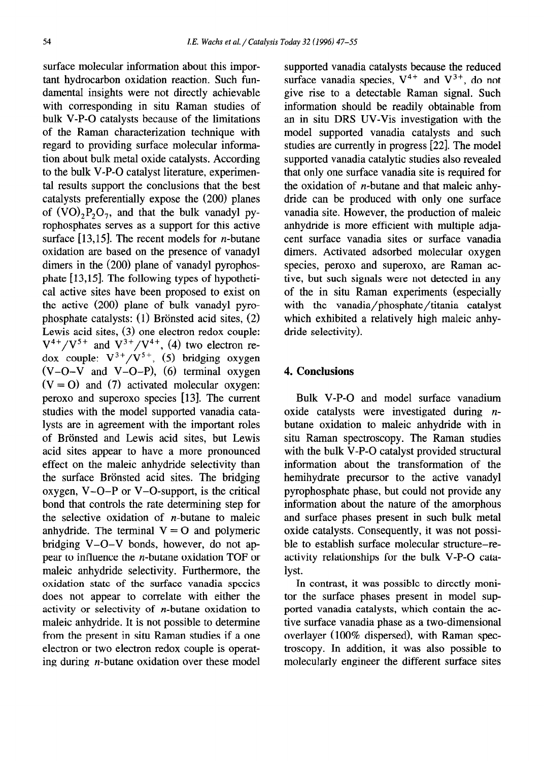surface molecular information about this important hydrocarbon oxidation reaction. Such fundamental insights were not directly achievable with corresponding in situ Raman studies of bulk V-P-O catalysts because of the limitations of the Raman characterization technique with regard to providing surface molecular information about bulk metal oxide catalysts. According to the bulk V-P-O catalyst literature, experimental results support the conclusions that the best catalysts preferentially expose the (200) planes of $(VO)_2P_2O_7$, and that the bulk vanadyl pyrophosphates serves as a support for this active surface [13,15]. The recent models for *n*-butane oxidation are based on the presence of vanadyl dimers in the (200) plane of vanadyl pyrophosphate [13,15]. The following types of hypothetical active sites have been proposed to exist on the active (200) plane of bulk vanadyl pyrophosphate catalysts: (1) Brönsted acid sites, (2) Lewis acid sites, (3) one electron redox couple: $V^{4+}/V^{5+}$ and $V^{3+}/V^{4+}$, (4) two electron redox couple: $V^{3+}/V^{5+}$, (5) bridging oxygen (V–O–V and V–O–P), (6) terminal oxygen (V = O) and (7) activated molecular oxygen: peroxo and superoxo species [13]. The current studies with the model supported vanadia catalysts are in agreement with the important roles of Brönsted and Lewis acid sites, but Lewis acid sites appear to have a more pronounced effect on the maleic anhydride selectivity than the surface Brönsted acid sites. The bridging oxygen, V–O–P or V-O-support, is the critical bond that controls the rate determining step for the selective oxidation of *n*-butane to maleic anhydride. The terminal V = O and polymeric bridging V–O–V bonds, however, do not appear to influence the *n*-butane oxidation TOF or maleic anhydride selectivity. Furthermore, the oxidation state of the surface vanadia species does not appear to correlate with either the activity or selectivity of *n*-butane oxidation to maleic anhydride. It is not possible to determine from the present in situ Raman studies if a one electron or two electron redox couple is operating during *n*-butane oxidation over these model supported vanadia catalysts because the reduced surface vanadia species, $V^{4+}$ and $V^{3+}$, do not give rise to a detectable Raman signal. Such information should be readily obtainable from an in situ DRS UV-Vis investigation with the model supported vanadia catalysts and such studies are currently in progress [22]. The model supported vanadia catalytic studies also revealed that only one surface vanadia site is required for the oxidation of *n*-butane and that maleic anhydride can be produced with only one surface vanadia site. However, the production of maleic anhydride is more efficient with multiple adjacent surface vanadia sites or surface vanadia dimers. Activated adsorbed molecular oxygen species, peroxo and superoxo, are Raman active, but such signals were not detected in any of the in situ Raman experiments (especially with the vanadia/phosphate/titania catalyst which exhibited a relatively high maleic anhydride selectivity).

## 4. Conclusions

Bulk V-P-O and model surface vanadium oxide catalysts were investigated during *n*-butane oxidation to maleic anhydride with in situ Raman spectroscopy. The Raman studies with the bulk V-P-O catalyst provided structural information about the transformation of the hemihydrate precursor to the active vanadyl pyrophosphate phase, but could not provide any information about the nature of the amorphous and surface phases present in such bulk metal oxide catalysts. Consequently, it was not possible to establish surface molecular structure–reactivity relationships for the bulk V-P-O catalyst.

In contrast, it was possible to directly monitor the surface phases present in model supported vanadia catalysts, which contain the active surface vanadia phase as a two-dimensional overlayer (100% dispersed), with Raman spectroscopy. In addition, it was also possible to molecularly engineer the different surface sites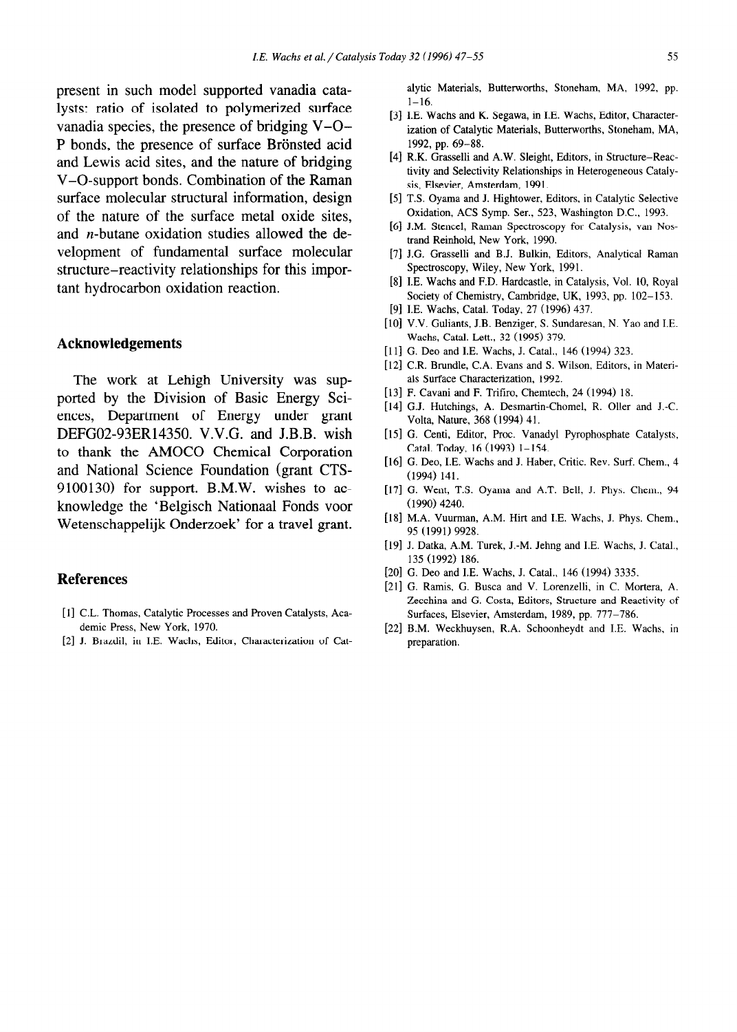present in such model supported vanadia catalysts: ratio of isolated to polymerized surface vanadia species, the presence of bridging V–O–P bonds, the presence of surface Brönsted acid and Lewis acid sites, and the nature of bridging V–O-support bonds. Combination of the Raman surface molecular structural information, design of the nature of the surface metal oxide sites, and *n*-butane oxidation studies allowed the development of fundamental surface molecular structure–reactivity relationships for this important hydrocarbon oxidation reaction.

## Acknowledgements

The work at Lehigh University was supported by the Division of Basic Energy Sciences, Department of Energy under grant DEFG02-93ER14350. V.V.G. and J.B.B. wish to thank the AMOCO Chemical Corporation and National Science Foundation (grant CTS-9100130) for support. B.M.W. wishes to acknowledge the 'Belgisch Nationaal Fonds voor Wetenschappelijk Onderzoek' for a travel grant.

## References

[1] C.L. Thomas, Catalytic Processes and Proven Catalysts, Academic Press, New York, 1970.

[2] J. Brazdil, in I.E. Wachs, Editor, Characterization of Catalytic Materials, Butterworths, Stoneham, MA, 1992, pp. 1–16.

[3] I.E. Wachs and K. Segawa, in I.E. Wachs, Editor, Characterization of Catalytic Materials, Butterworths, Stoneham, MA, 1992, pp. 69–88.

[4] R.K. Grasselli and A.W. Sleight, Editors, in Structure–Reactivity and Selectivity Relationships in Heterogeneous Catalysis, Elsevier, Amsterdam, 1991.

[5] T.S. Oyama and J. Hightower, Editors, in Catalytic Selective Oxidation, ACS Symp. Ser., 523, Washington D.C., 1993.

[6] J.M. Stencel, Raman Spectroscopy for Catalysis, van Nostrand Reinhold, New York, 1990.

[7] J.G. Grasselli and B.J. Bulkin, Editors, Analytical Raman Spectroscopy, Wiley, New York, 1991.

[8] I.E. Wachs and F.D. Hardcastle, in Catalysis, Vol. 10, Royal Society of Chemistry, Cambridge, UK, 1993, pp. 102–153.

[9] I.E. Wachs, Catal. Today, 27 (1996) 437.

[10] V.V. Guliants, J.B. Benziger, S. Sundaresan, N. Yao and I.E. Wachs, Catal. Lett., 32 (1995) 379.

[11] G. Deo and I.E. Wachs, J. Catal., 146 (1994) 323.

[12] C.R. Brundle, C.A. Evans and S. Wilson, Editors, in Materials Surface Characterization, 1992.

[13] F. Cavani and F. Trifiro, Chemtech, 24 (1994) 18.

[14] G.J. Hutchings, A. Desmartin-Chomel, R. Oller and J.-C. Volta, Nature, 368 (1994) 41.

[15] G. Centi, Editor, Proc. Vanadyl Pyrophosphate Catalysts, Catal. Today, 16 (1993) 1–154.

[16] G. Deo, I.E. Wachs and J. Haber, Critic. Rev. Surf. Chem., 4 (1994) 141.

[17] G. Went, T.S. Oyama and A.T. Bell, J. Phys. Chem., 94 (1990) 4240.

[18] M.A. Vuurman, A.M. Hirt and I.E. Wachs, J. Phys. Chem., 95 (1991) 9928.

[19] J. Datka, A.M. Turek, J.-M. Jehng and I.E. Wachs, J. Catal., 135 (1992) 186.

[20] G. Deo and I.E. Wachs, J. Catal., 146 (1994) 3335.

[21] G. Ramis, G. Busca and V. Lorenzelli, in C. Mortera, A. Zecchina and G. Costa, Editors, Structure and Reactivity of Surfaces, Elsevier, Amsterdam, 1989, pp. 777–786.

[22] B.M. Weckhuysen, R.A. Schoonheydt and I.E. Wachs, in preparation.